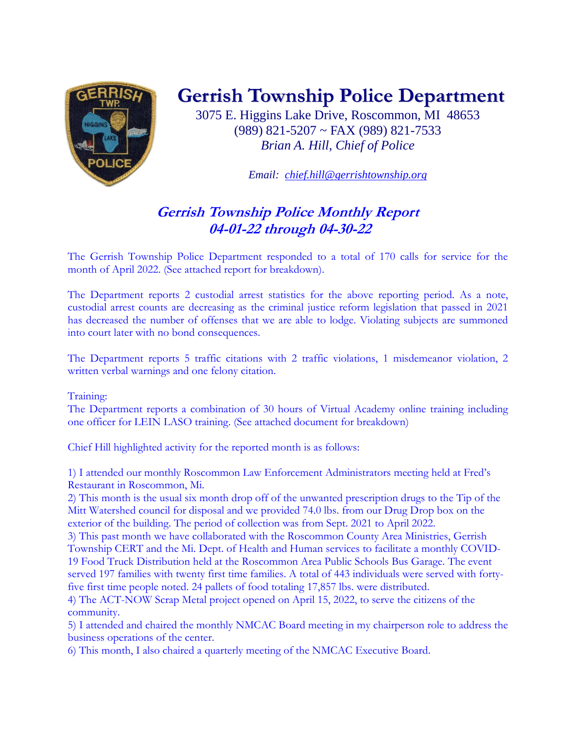# Gerrish Township Police Department

3075 E. Higgins Lake Drive, Roscommon, MI 48653
(989) 821-5207 ~ FAX (989) 821-7533
*Brian A. Hill, Chief of Police*

*Email: chief.hill@gerrishtownship.org*

## *Gerrish Township Police Monthly Report*
## *04-01-22 through 04-30-22*

The Gerrish Township Police Department responded to a total of 170 calls for service for the month of April 2022. (See attached report for breakdown).

The Department reports 2 custodial arrest statistics for the above reporting period. As a note, custodial arrest counts are decreasing as the criminal justice reform legislation that passed in 2021 has decreased the number of offenses that we are able to lodge. Violating subjects are summoned into court later with no bond consequences.

The Department reports 5 traffic citations with 2 traffic violations, 1 misdemeanor violation, 2 written verbal warnings and one felony citation.

Training:
The Department reports a combination of 30 hours of Virtual Academy online training including one officer for LEIN LASO training. (See attached document for breakdown)

Chief Hill highlighted activity for the reported month is as follows:

1) I attended our monthly Roscommon Law Enforcement Administrators meeting held at Fred's Restaurant in Roscommon, Mi.
2) This month is the usual six month drop off of the unwanted prescription drugs to the Tip of the Mitt Watershed council for disposal and we provided 74.0 lbs. from our Drug Drop box on the exterior of the building. The period of collection was from Sept. 2021 to April 2022.
3) This past month we have collaborated with the Roscommon County Area Ministries, Gerrish Township CERT and the Mi. Dept. of Health and Human services to facilitate a monthly COVID-19 Food Truck Distribution held at the Roscommon Area Public Schools Bus Garage. The event served 197 families with twenty first time families. A total of 443 individuals were served with forty-five first time people noted. 24 pallets of food totaling 17,857 lbs. were distributed.
4) The ACT-NOW Scrap Metal project opened on April 15, 2022, to serve the citizens of the community.
5) I attended and chaired the monthly NMCAC Board meeting in my chairperson role to address the business operations of the center.
6) This month, I also chaired a quarterly meeting of the NMCAC Executive Board.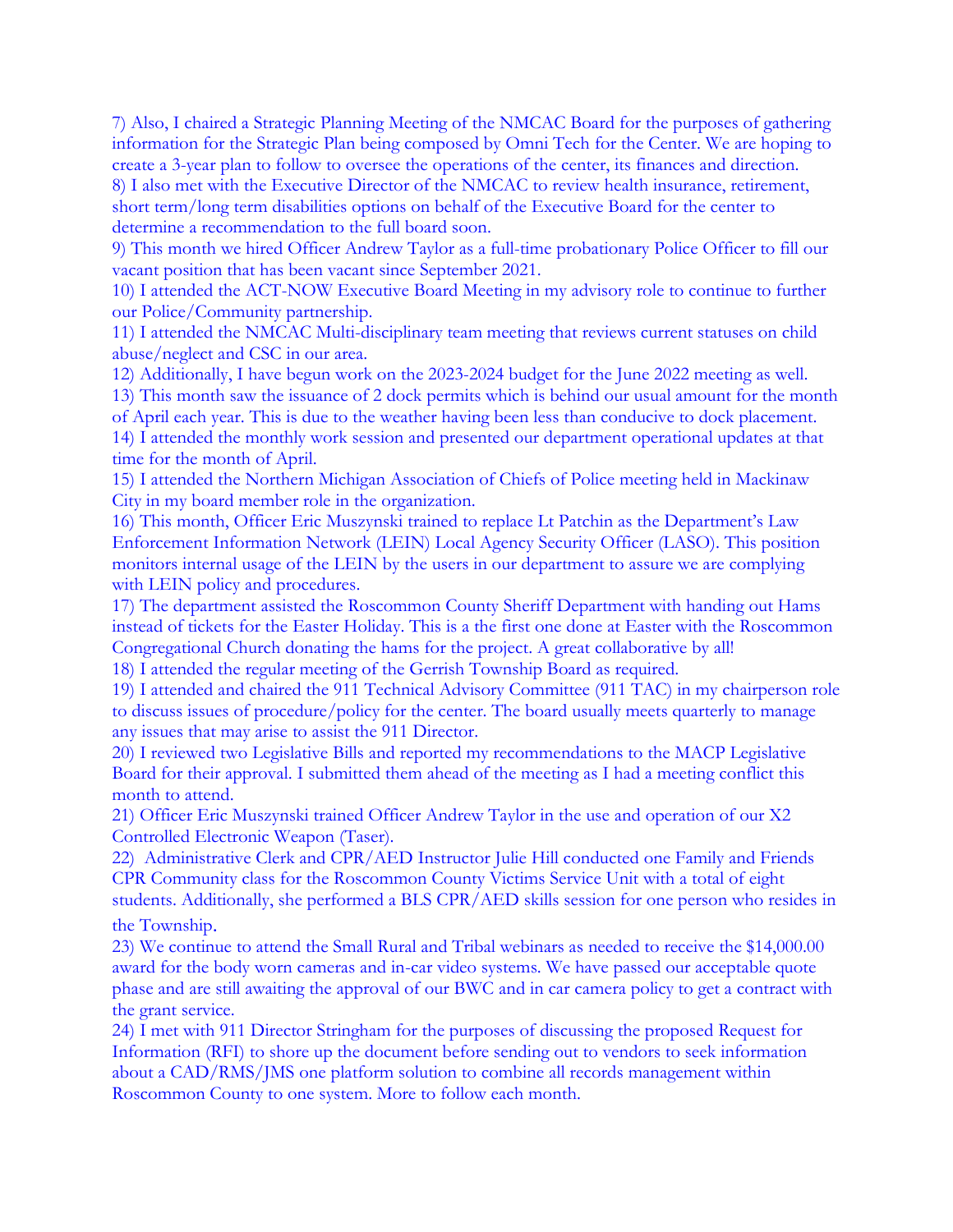7) Also, I chaired a Strategic Planning Meeting of the NMCAC Board for the purposes of gathering information for the Strategic Plan being composed by Omni Tech for the Center. We are hoping to create a 3-year plan to follow to oversee the operations of the center, its finances and direction.
8) I also met with the Executive Director of the NMCAC to review health insurance, retirement, short term/long term disabilities options on behalf of the Executive Board for the center to determine a recommendation to the full board soon.
9) This month we hired Officer Andrew Taylor as a full-time probationary Police Officer to fill our vacant position that has been vacant since September 2021.
10) I attended the ACT-NOW Executive Board Meeting in my advisory role to continue to further our Police/Community partnership.
11) I attended the NMCAC Multi-disciplinary team meeting that reviews current statuses on child abuse/neglect and CSC in our area.
12) Additionally, I have begun work on the 2023-2024 budget for the June 2022 meeting as well.
13) This month saw the issuance of 2 dock permits which is behind our usual amount for the month of April each year. This is due to the weather having been less than conducive to dock placement.
14) I attended the monthly work session and presented our department operational updates at that time for the month of April.
15) I attended the Northern Michigan Association of Chiefs of Police meeting held in Mackinaw City in my board member role in the organization.
16) This month, Officer Eric Muszynski trained to replace Lt Patchin as the Department's Law Enforcement Information Network (LEIN) Local Agency Security Officer (LASO). This position monitors internal usage of the LEIN by the users in our department to assure we are complying with LEIN policy and procedures.
17) The department assisted the Roscommon County Sheriff Department with handing out Hams instead of tickets for the Easter Holiday. This is a the first one done at Easter with the Roscommon Congregational Church donating the hams for the project. A great collaborative by all!
18) I attended the regular meeting of the Gerrish Township Board as required.
19) I attended and chaired the 911 Technical Advisory Committee (911 TAC) in my chairperson role to discuss issues of procedure/policy for the center. The board usually meets quarterly to manage any issues that may arise to assist the 911 Director.
20) I reviewed two Legislative Bills and reported my recommendations to the MACP Legislative Board for their approval. I submitted them ahead of the meeting as I had a meeting conflict this month to attend.
21) Officer Eric Muszynski trained Officer Andrew Taylor in the use and operation of our X2 Controlled Electronic Weapon (Taser).
22) Administrative Clerk and CPR/AED Instructor Julie Hill conducted one Family and Friends CPR Community class for the Roscommon County Victims Service Unit with a total of eight students. Additionally, she performed a BLS CPR/AED skills session for one person who resides in the Township.
23) We continue to attend the Small Rural and Tribal webinars as needed to receive the $14,000.00 award for the body worn cameras and in-car video systems. We have passed our acceptable quote phase and are still awaiting the approval of our BWC and in car camera policy to get a contract with the grant service.
24) I met with 911 Director Stringham for the purposes of discussing the proposed Request for Information (RFI) to shore up the document before sending out to vendors to seek information about a CAD/RMS/JMS one platform solution to combine all records management within Roscommon County to one system. More to follow each month.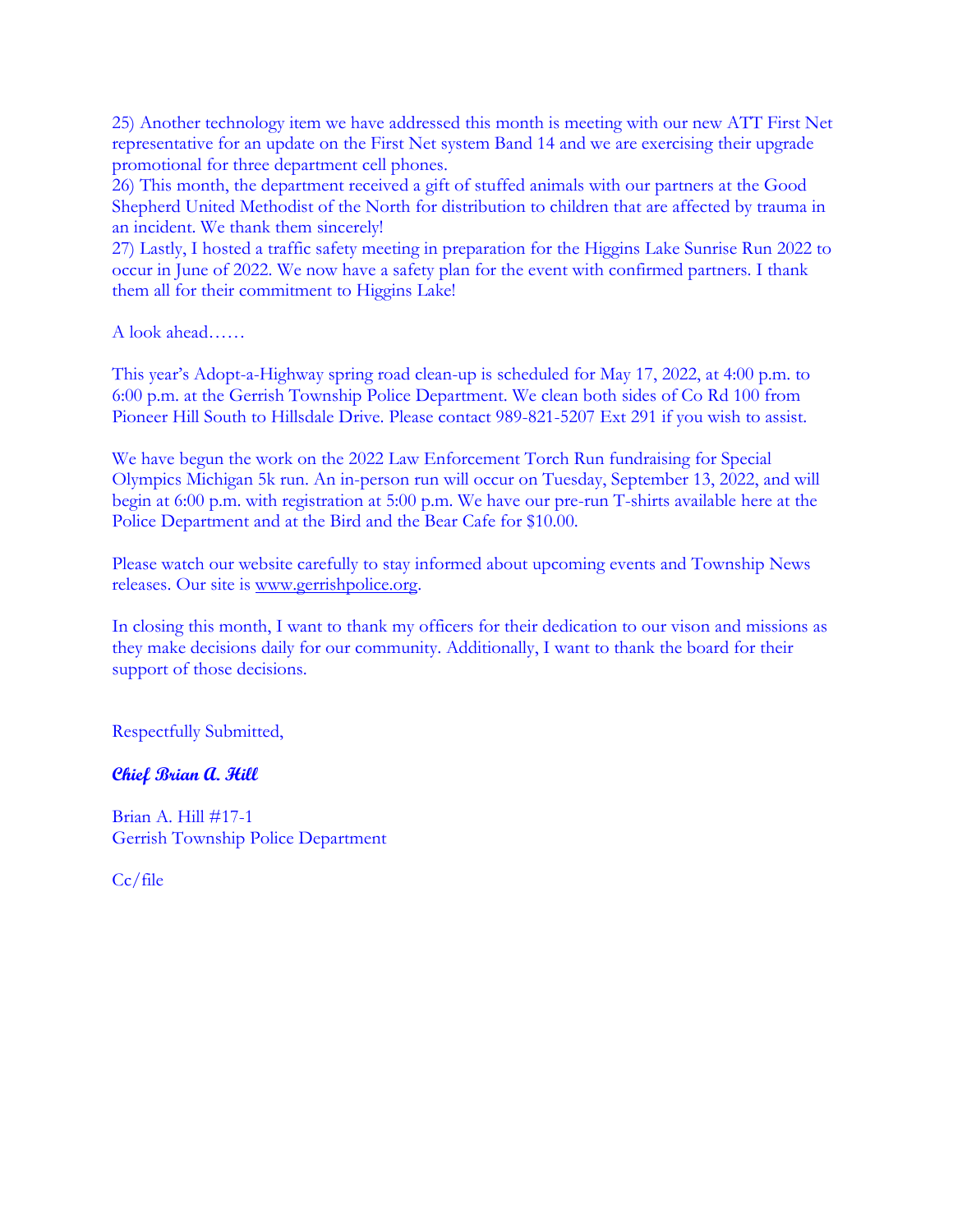25) Another technology item we have addressed this month is meeting with our new ATT First Net representative for an update on the First Net system Band 14 and we are exercising their upgrade promotional for three department cell phones.
26) This month, the department received a gift of stuffed animals with our partners at the Good Shepherd United Methodist of the North for distribution to children that are affected by trauma in an incident. We thank them sincerely!
27) Lastly, I hosted a traffic safety meeting in preparation for the Higgins Lake Sunrise Run 2022 to occur in June of 2022. We now have a safety plan for the event with confirmed partners. I thank them all for their commitment to Higgins Lake!

A look ahead……

This year's Adopt-a-Highway spring road clean-up is scheduled for May 17, 2022, at 4:00 p.m. to 6:00 p.m. at the Gerrish Township Police Department. We clean both sides of Co Rd 100 from Pioneer Hill South to Hillsdale Drive. Please contact 989-821-5207 Ext 291 if you wish to assist.

We have begun the work on the 2022 Law Enforcement Torch Run fundraising for Special Olympics Michigan 5k run. An in-person run will occur on Tuesday, September 13, 2022, and will begin at 6:00 p.m. with registration at 5:00 p.m. We have our pre-run T-shirts available here at the Police Department and at the Bird and the Bear Cafe for $10.00.

Please watch our website carefully to stay informed about upcoming events and Township News releases. Our site is www.gerrishpolice.org.

In closing this month, I want to thank my officers for their dedication to our vison and missions as they make decisions daily for our community. Additionally, I want to thank the board for their support of those decisions.

Respectfully Submitted,

***Chief Brian A. Hill***

Brian A. Hill #17-1
Gerrish Township Police Department

Cc/file